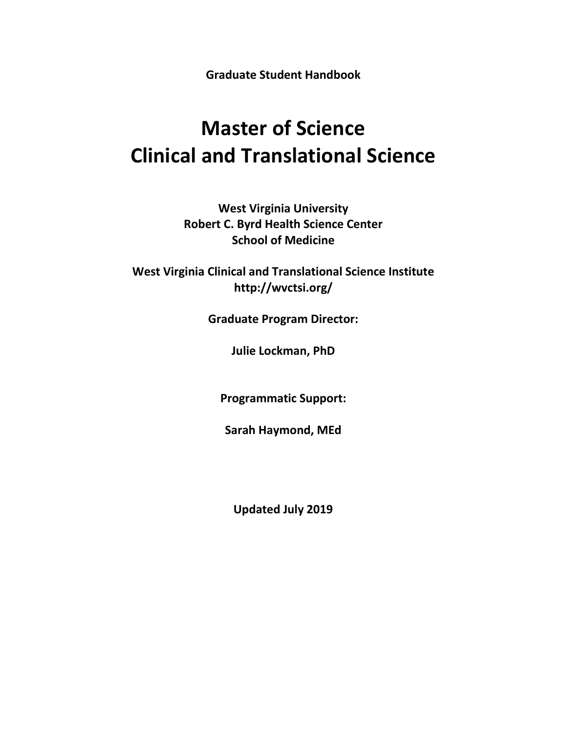**Graduate Student Handbook**

# Master of Science
# Clinical and Translational Science

**West Virginia University**
**Robert C. Byrd Health Science Center**
**School of Medicine**

**West Virginia Clinical and Translational Science Institute**
**http://wvctsi.org/**

**Graduate Program Director:**

**Julie Lockman, PhD**

**Programmatic Support:**

**Sarah Haymond, MEd**

**Updated July 2019**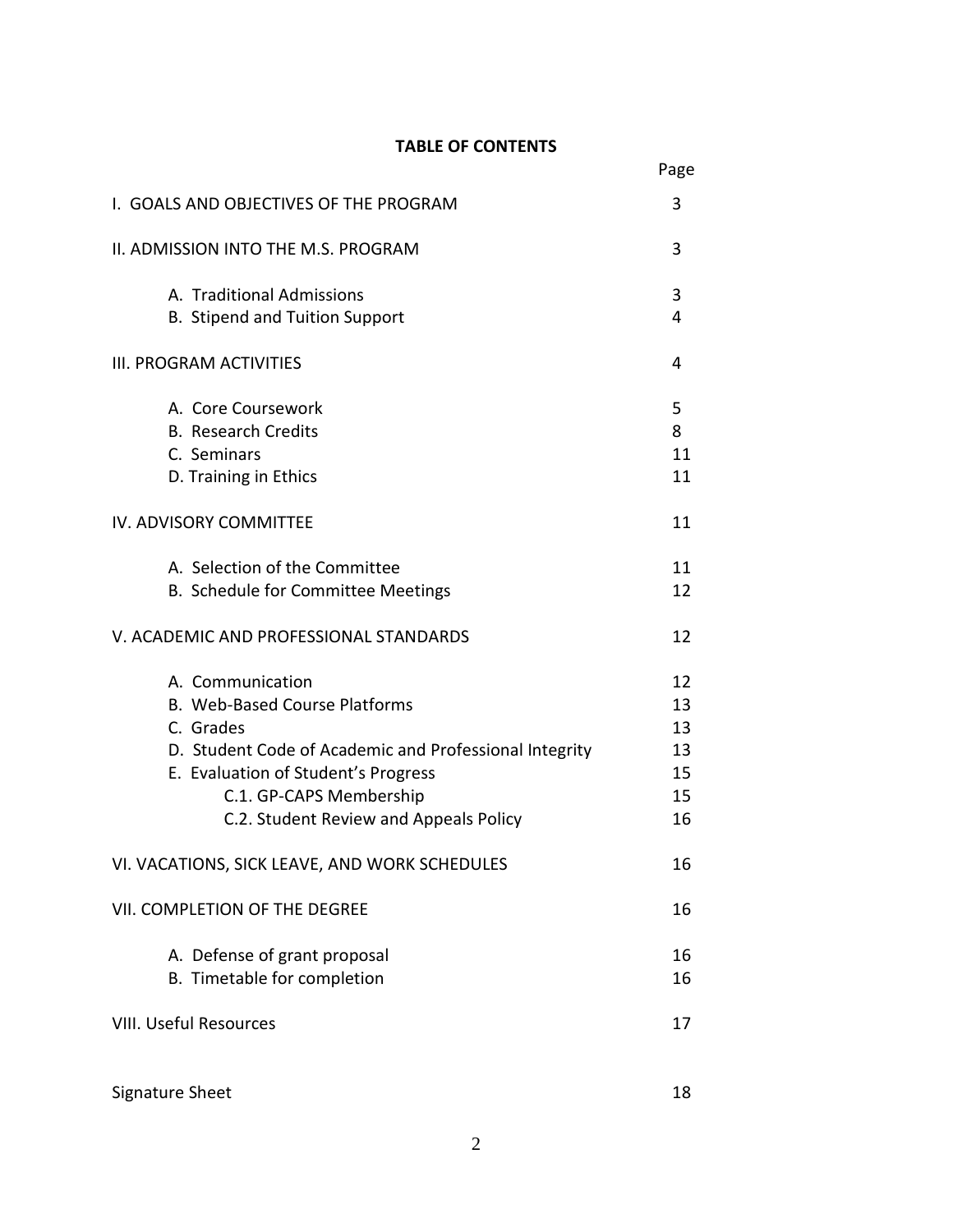**TABLE OF CONTENTS**

| | Page |
|---|---|
| I. GOALS AND OBJECTIVES OF THE PROGRAM | 3 |
| II. ADMISSION INTO THE M.S. PROGRAM | 3 |
| A. Traditional Admissions | 3 |
| B. Stipend and Tuition Support | 4 |
| III. PROGRAM ACTIVITIES | 4 |
| A. Core Coursework | 5 |
| B. Research Credits | 8 |
| C. Seminars | 11 |
| D. Training in Ethics | 11 |
| IV. ADVISORY COMMITTEE | 11 |
| A. Selection of the Committee | 11 |
| B. Schedule for Committee Meetings | 12 |
| V. ACADEMIC AND PROFESSIONAL STANDARDS | 12 |
| A. Communication | 12 |
| B. Web-Based Course Platforms | 13 |
| C. Grades | 13 |
| D. Student Code of Academic and Professional Integrity | 13 |
| E. Evaluation of Student's Progress | 15 |
| C.1. GP-CAPS Membership | 15 |
| C.2. Student Review and Appeals Policy | 16 |
| VI. VACATIONS, SICK LEAVE, AND WORK SCHEDULES | 16 |
| VII. COMPLETION OF THE DEGREE | 16 |
| A. Defense of grant proposal | 16 |
| B. Timetable for completion | 16 |
| VIII. Useful Resources | 17 |
| Signature Sheet | 18 |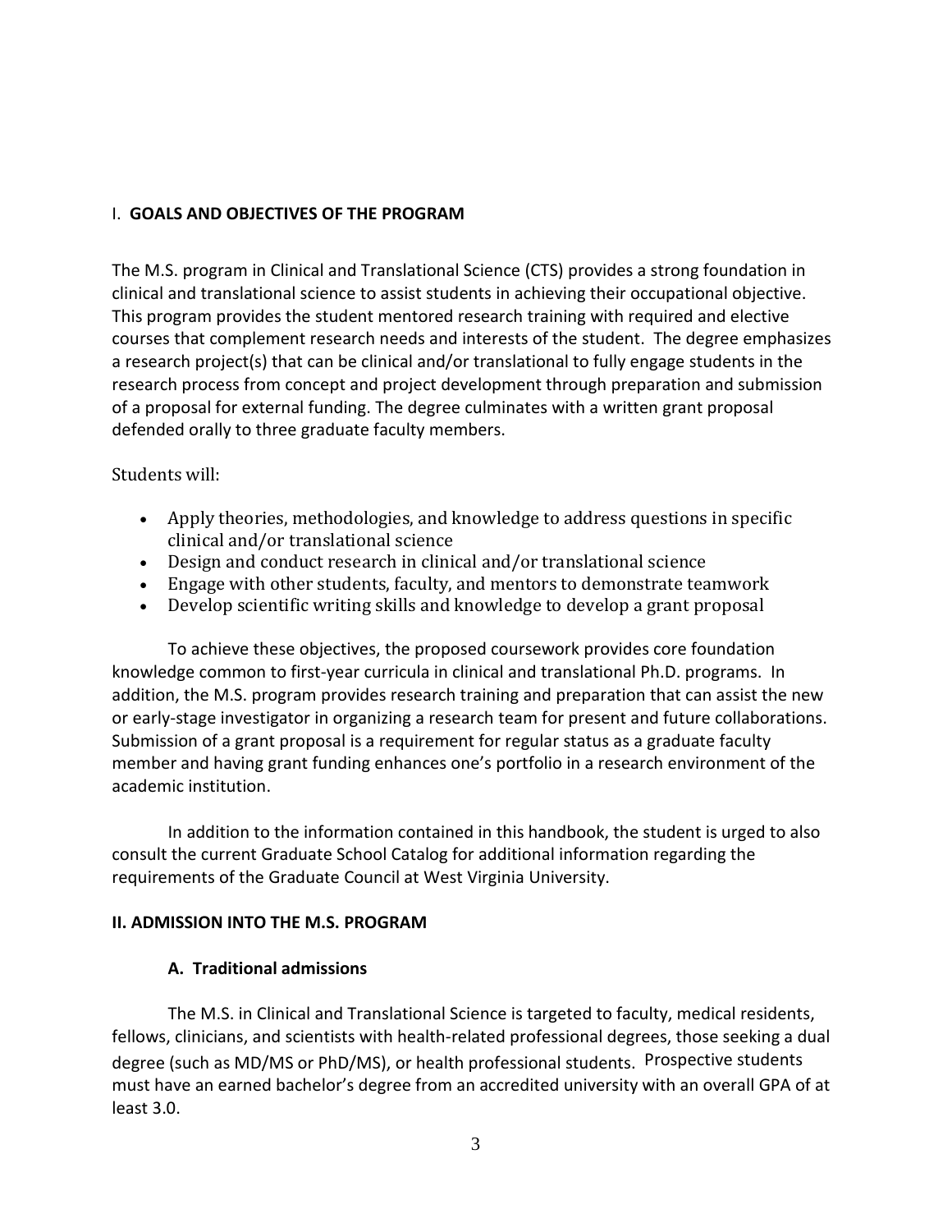## I. GOALS AND OBJECTIVES OF THE PROGRAM

The M.S. program in Clinical and Translational Science (CTS) provides a strong foundation in clinical and translational science to assist students in achieving their occupational objective. This program provides the student mentored research training with required and elective courses that complement research needs and interests of the student. The degree emphasizes a research project(s) that can be clinical and/or translational to fully engage students in the research process from concept and project development through preparation and submission of a proposal for external funding. The degree culminates with a written grant proposal defended orally to three graduate faculty members.

Students will:

- Apply theories, methodologies, and knowledge to address questions in specific clinical and/or translational science
- Design and conduct research in clinical and/or translational science
- Engage with other students, faculty, and mentors to demonstrate teamwork
- Develop scientific writing skills and knowledge to develop a grant proposal

To achieve these objectives, the proposed coursework provides core foundation knowledge common to first-year curricula in clinical and translational Ph.D. programs. In addition, the M.S. program provides research training and preparation that can assist the new or early-stage investigator in organizing a research team for present and future collaborations. Submission of a grant proposal is a requirement for regular status as a graduate faculty member and having grant funding enhances one's portfolio in a research environment of the academic institution.

In addition to the information contained in this handbook, the student is urged to also consult the current Graduate School Catalog for additional information regarding the requirements of the Graduate Council at West Virginia University.

## II. ADMISSION INTO THE M.S. PROGRAM

### A. Traditional admissions

The M.S. in Clinical and Translational Science is targeted to faculty, medical residents, fellows, clinicians, and scientists with health-related professional degrees, those seeking a dual degree (such as MD/MS or PhD/MS), or health professional students. Prospective students must have an earned bachelor's degree from an accredited university with an overall GPA of at least 3.0.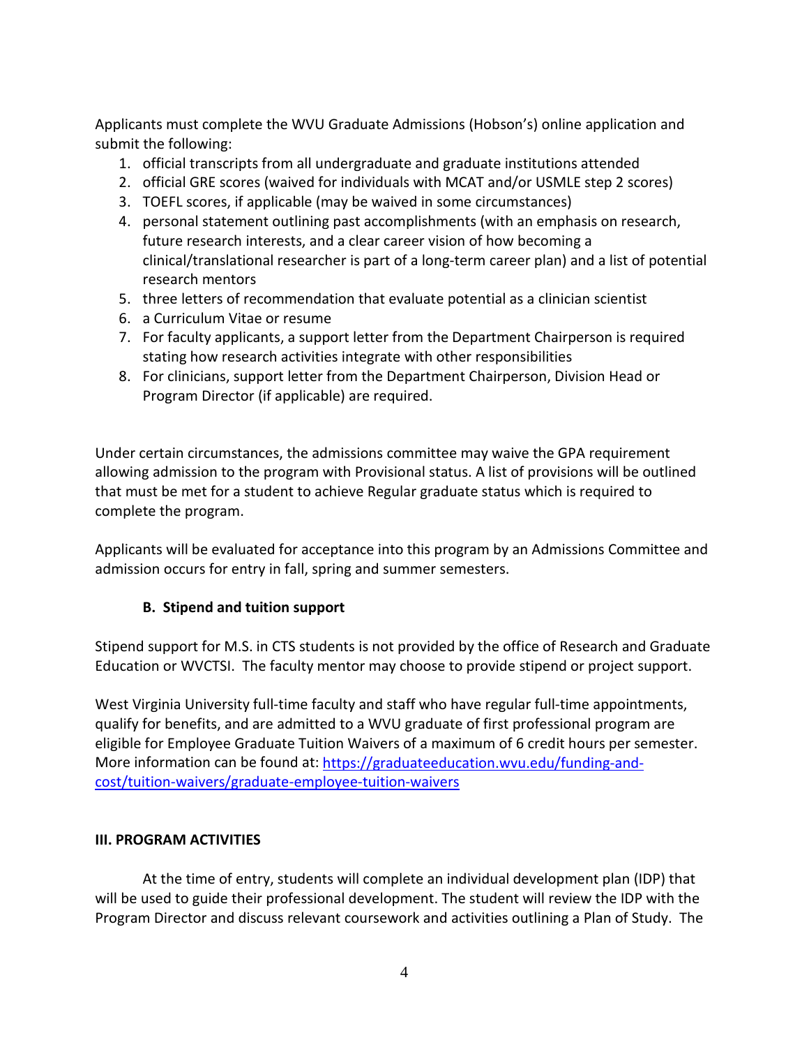Applicants must complete the WVU Graduate Admissions (Hobson's) online application and submit the following:

1. official transcripts from all undergraduate and graduate institutions attended
2. official GRE scores (waived for individuals with MCAT and/or USMLE step 2 scores)
3. TOEFL scores, if applicable (may be waived in some circumstances)
4. personal statement outlining past accomplishments (with an emphasis on research, future research interests, and a clear career vision of how becoming a clinical/translational researcher is part of a long-term career plan) and a list of potential research mentors
5. three letters of recommendation that evaluate potential as a clinician scientist
6. a Curriculum Vitae or resume
7. For faculty applicants, a support letter from the Department Chairperson is required stating how research activities integrate with other responsibilities
8. For clinicians, support letter from the Department Chairperson, Division Head or Program Director (if applicable) are required.

Under certain circumstances, the admissions committee may waive the GPA requirement allowing admission to the program with Provisional status. A list of provisions will be outlined that must be met for a student to achieve Regular graduate status which is required to complete the program.

Applicants will be evaluated for acceptance into this program by an Admissions Committee and admission occurs for entry in fall, spring and summer semesters.

### B. Stipend and tuition support

Stipend support for M.S. in CTS students is not provided by the office of Research and Graduate Education or WVCTSI. The faculty mentor may choose to provide stipend or project support.

West Virginia University full-time faculty and staff who have regular full-time appointments, qualify for benefits, and are admitted to a WVU graduate of first professional program are eligible for Employee Graduate Tuition Waivers of a maximum of 6 credit hours per semester. More information can be found at: https://graduateeducation.wvu.edu/funding-and-cost/tuition-waivers/graduate-employee-tuition-waivers

## III. PROGRAM ACTIVITIES

At the time of entry, students will complete an individual development plan (IDP) that will be used to guide their professional development. The student will review the IDP with the Program Director and discuss relevant coursework and activities outlining a Plan of Study. The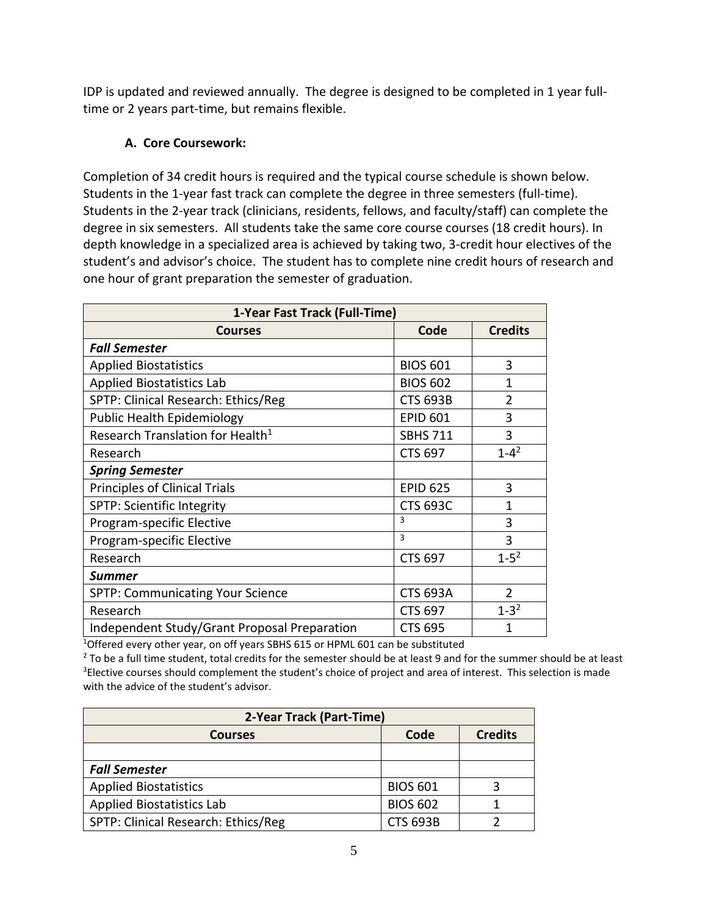IDP is updated and reviewed annually. The degree is designed to be completed in 1 year full-time or 2 years part-time, but remains flexible.

### A. Core Coursework:

Completion of 34 credit hours is required and the typical course schedule is shown below. Students in the 1-year fast track can complete the degree in three semesters (full-time). Students in the 2-year track (clinicians, residents, fellows, and faculty/staff) can complete the degree in six semesters. All students take the same core course courses (18 credit hours). In depth knowledge in a specialized area is achieved by taking two, 3-credit hour electives of the student's and advisor's choice. The student has to complete nine credit hours of research and one hour of grant preparation the semester of graduation.

| 1-Year Fast Track (Full-Time) | | |
|---|---|---|
| **Courses** | **Code** | **Credits** |
| ***Fall Semester*** | | |
| Applied Biostatistics | BIOS 601 | 3 |
| Applied Biostatistics Lab | BIOS 602 | 1 |
| SPTP: Clinical Research: Ethics/Reg | CTS 693B | 2 |
| Public Health Epidemiology | EPID 601 | 3 |
| Research Translation for Health[1] | SBHS 711 | 3 |
| Research | CTS 697 | 1-4[2] |
| ***Spring Semester*** | | |
| Principles of Clinical Trials | EPID 625 | 3 |
| SPTP: Scientific Integrity | CTS 693C | 1 |
| Program-specific Elective | [3] | 3 |
| Program-specific Elective | [3] | 3 |
| Research | CTS 697 | 1-5[2] |
| ***Summer*** | | |
| SPTP: Communicating Your Science | CTS 693A | 2 |
| Research | CTS 697 | 1-3[2] |
| Independent Study/Grant Proposal Preparation | CTS 695 | 1 |

[1]Offered every other year, on off years SBHS 615 or HPML 601 can be substituted

[2] To be a full time student, total credits for the semester should be at least 9 and for the summer should be at least

[3]Elective courses should complement the student's choice of project and area of interest. This selection is made with the advice of the student's advisor.

| 2-Year Track (Part-Time) | | |
|---|---|---|
| **Courses** | **Code** | **Credits** |
| | | |
| ***Fall Semester*** | | |
| Applied Biostatistics | BIOS 601 | 3 |
| Applied Biostatistics Lab | BIOS 602 | 1 |
| SPTP: Clinical Research: Ethics/Reg | CTS 693B | 2 |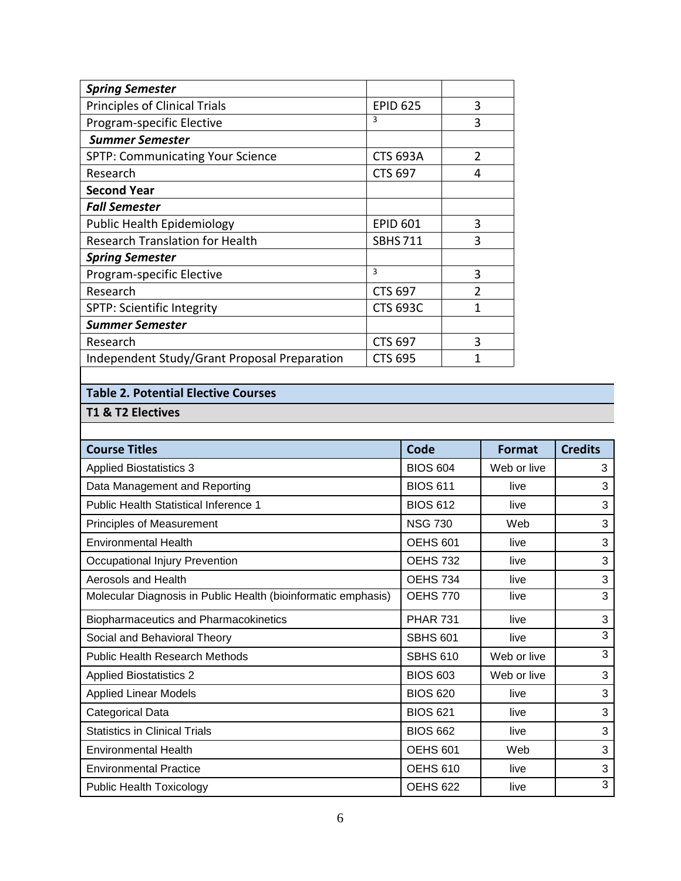| | | |
|---|---|---|
| ***Spring Semester*** | | |
| Principles of Clinical Trials | EPID 625 | 3 |
| Program-specific Elective | [3] | 3 |
| ***Summer Semester*** | | |
| SPTP: Communicating Your Science | CTS 693A | 2 |
| Research | CTS 697 | 4 |
| **Second Year** | | |
| ***Fall Semester*** | | |
| Public Health Epidemiology | EPID 601 | 3 |
| Research Translation for Health | SBHS 711 | 3 |
| ***Spring Semester*** | | |
| Program-specific Elective | [3] | 3 |
| Research | CTS 697 | 2 |
| SPTP: Scientific Integrity | CTS 693C | 1 |
| ***Summer Semester*** | | |
| Research | CTS 697 | 3 |
| Independent Study/Grant Proposal Preparation | CTS 695 | 1 |

**Table 2. Potential Elective Courses**

**T1 & T2 Electives**

| Course Titles | Code | Format | Credits |
|---|---|---|---|
| Applied Biostatistics 3 | BIOS 604 | Web or live | 3 |
| Data Management and Reporting | BIOS 611 | live | 3 |
| Public Health Statistical Inference 1 | BIOS 612 | live | 3 |
| Principles of Measurement | NSG 730 | Web | 3 |
| Environmental Health | OEHS 601 | live | 3 |
| Occupational Injury Prevention | OEHS 732 | live | 3 |
| Aerosols and Health | OEHS 734 | live | 3 |
| Molecular Diagnosis in Public Health (bioinformatic emphasis) | OEHS 770 | live | 3 |
| Biopharmaceutics and Pharmacokinetics | PHAR 731 | live | 3 |
| Social and Behavioral Theory | SBHS 601 | live | 3 |
| Public Health Research Methods | SBHS 610 | Web or live | 3 |
| Applied Biostatistics 2 | BIOS 603 | Web or live | 3 |
| Applied Linear Models | BIOS 620 | live | 3 |
| Categorical Data | BIOS 621 | live | 3 |
| Statistics in Clinical Trials | BIOS 662 | live | 3 |
| Environmental Health | OEHS 601 | Web | 3 |
| Environmental Practice | OEHS 610 | live | 3 |
| Public Health Toxicology | OEHS 622 | live | 3 |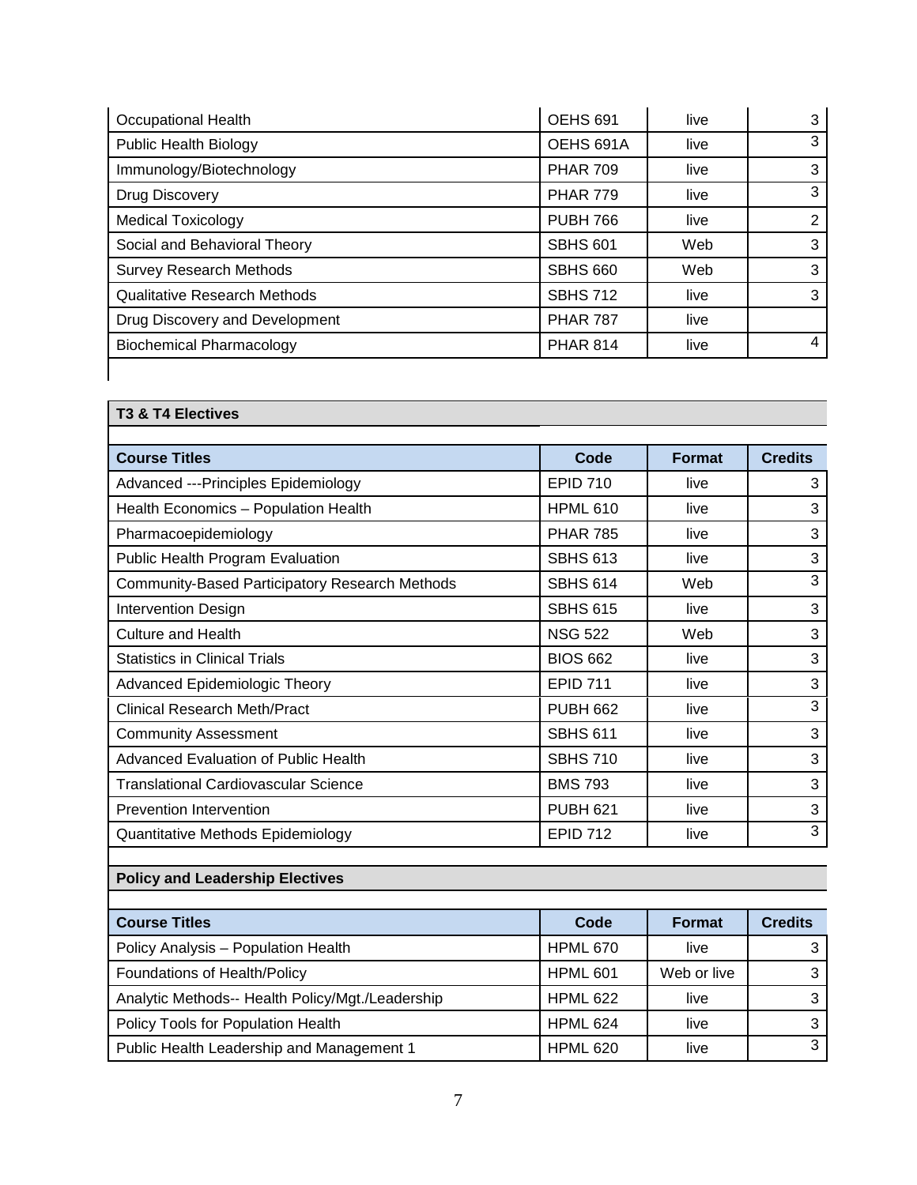| | | | |
|---|---|---|---|
| Occupational Health | OEHS 691 | live | 3 |
| Public Health Biology | OEHS 691A | live | 3 |
| Immunology/Biotechnology | PHAR 709 | live | 3 |
| Drug Discovery | PHAR 779 | live | 3 |
| Medical Toxicology | PUBH 766 | live | 2 |
| Social and Behavioral Theory | SBHS 601 | Web | 3 |
| Survey Research Methods | SBHS 660 | Web | 3 |
| Qualitative Research Methods | SBHS 712 | live | 3 |
| Drug Discovery and Development | PHAR 787 | live | |
| Biochemical Pharmacology | PHAR 814 | live | 4 |

**T3 & T4 Electives**

| Course Titles | Code | Format | Credits |
|---|---|---|---|
| Advanced ---Principles Epidemiology | EPID 710 | live | 3 |
| Health Economics – Population Health | HPML 610 | live | 3 |
| Pharmacoepidemiology | PHAR 785 | live | 3 |
| Public Health Program Evaluation | SBHS 613 | live | 3 |
| Community-Based Participatory Research Methods | SBHS 614 | Web | 3 |
| Intervention Design | SBHS 615 | live | 3 |
| Culture and Health | NSG 522 | Web | 3 |
| Statistics in Clinical Trials | BIOS 662 | live | 3 |
| Advanced Epidemiologic Theory | EPID 711 | live | 3 |
| Clinical Research Meth/Pract | PUBH 662 | live | 3 |
| Community Assessment | SBHS 611 | live | 3 |
| Advanced Evaluation of Public Health | SBHS 710 | live | 3 |
| Translational Cardiovascular Science | BMS 793 | live | 3 |
| Prevention Intervention | PUBH 621 | live | 3 |
| Quantitative Methods Epidemiology | EPID 712 | live | 3 |

**Policy and Leadership Electives**

| Course Titles | Code | Format | Credits |
|---|---|---|---|
| Policy Analysis – Population Health | HPML 670 | live | 3 |
| Foundations of Health/Policy | HPML 601 | Web or live | 3 |
| Analytic Methods-- Health Policy/Mgt./Leadership | HPML 622 | live | 3 |
| Policy Tools for Population Health | HPML 624 | live | 3 |
| Public Health Leadership and Management 1 | HPML 620 | live | 3 |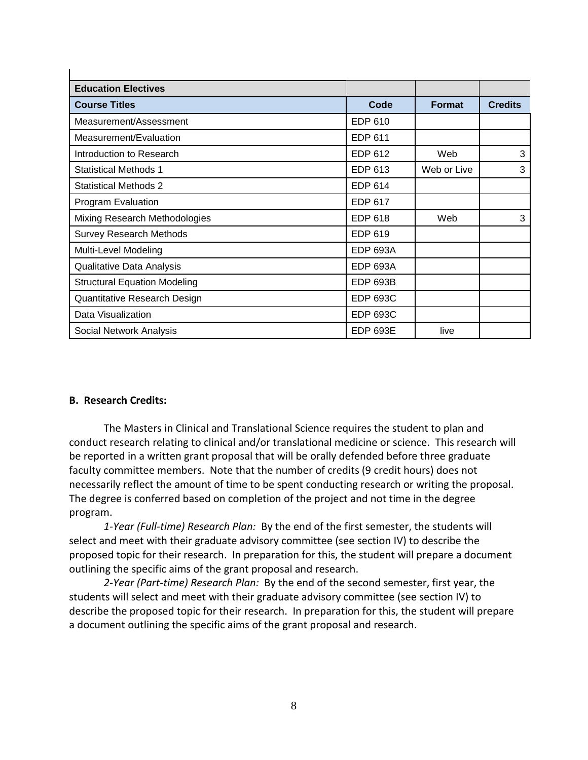| Education Electives | | | |
|---|---|---|---|
| **Course Titles** | **Code** | **Format** | **Credits** |
| Measurement/Assessment | EDP 610 | | |
| Measurement/Evaluation | EDP 611 | | |
| Introduction to Research | EDP 612 | Web | 3 |
| Statistical Methods 1 | EDP 613 | Web or Live | 3 |
| Statistical Methods 2 | EDP 614 | | |
| Program Evaluation | EDP 617 | | |
| Mixing Research Methodologies | EDP 618 | Web | 3 |
| Survey Research Methods | EDP 619 | | |
| Multi-Level Modeling | EDP 693A | | |
| Qualitative Data Analysis | EDP 693A | | |
| Structural Equation Modeling | EDP 693B | | |
| Quantitative Research Design | EDP 693C | | |
| Data Visualization | EDP 693C | | |
| Social Network Analysis | EDP 693E | live | |

**B. Research Credits:**

The Masters in Clinical and Translational Science requires the student to plan and conduct research relating to clinical and/or translational medicine or science. This research will be reported in a written grant proposal that will be orally defended before three graduate faculty committee members. Note that the number of credits (9 credit hours) does not necessarily reflect the amount of time to be spent conducting research or writing the proposal. The degree is conferred based on completion of the project and not time in the degree program.

*1-Year (Full-time) Research Plan:* By the end of the first semester, the students will select and meet with their graduate advisory committee (see section IV) to describe the proposed topic for their research. In preparation for this, the student will prepare a document outlining the specific aims of the grant proposal and research.

*2-Year (Part-time) Research Plan:* By the end of the second semester, first year, the students will select and meet with their graduate advisory committee (see section IV) to describe the proposed topic for their research. In preparation for this, the student will prepare a document outlining the specific aims of the grant proposal and research.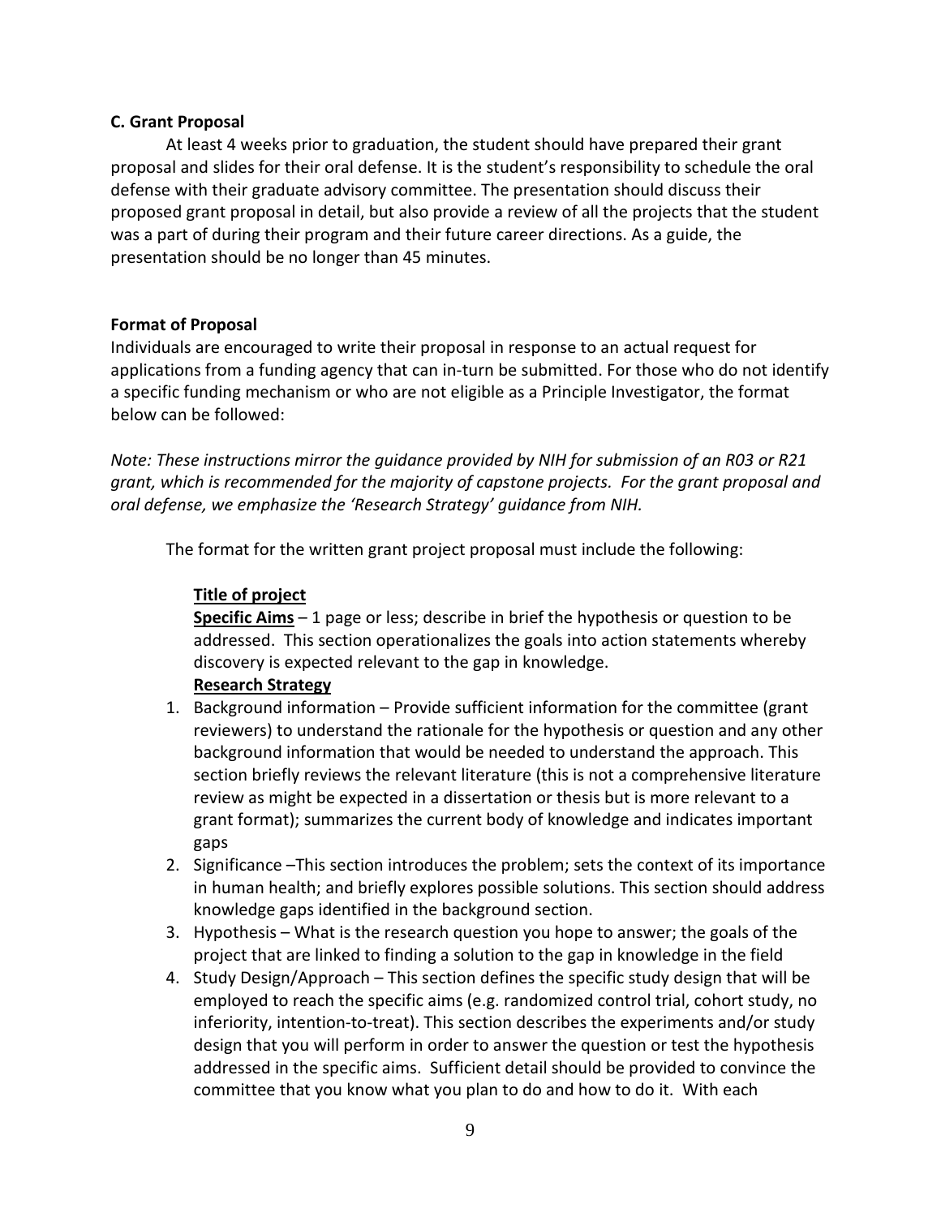**C. Grant Proposal**

At least 4 weeks prior to graduation, the student should have prepared their grant proposal and slides for their oral defense. It is the student's responsibility to schedule the oral defense with their graduate advisory committee. The presentation should discuss their proposed grant proposal in detail, but also provide a review of all the projects that the student was a part of during their program and their future career directions. As a guide, the presentation should be no longer than 45 minutes.

**Format of Proposal**

Individuals are encouraged to write their proposal in response to an actual request for applications from a funding agency that can in-turn be submitted. For those who do not identify a specific funding mechanism or who are not eligible as a Principle Investigator, the format below can be followed:

*Note: These instructions mirror the guidance provided by NIH for submission of an R03 or R21 grant, which is recommended for the majority of capstone projects. For the grant proposal and oral defense, we emphasize the 'Research Strategy' guidance from NIH.*

The format for the written grant project proposal must include the following:

**Title of project**

**Specific Aims** – 1 page or less; describe in brief the hypothesis or question to be addressed. This section operationalizes the goals into action statements whereby discovery is expected relevant to the gap in knowledge.

**Research Strategy**

1. Background information – Provide sufficient information for the committee (grant reviewers) to understand the rationale for the hypothesis or question and any other background information that would be needed to understand the approach. This section briefly reviews the relevant literature (this is not a comprehensive literature review as might be expected in a dissertation or thesis but is more relevant to a grant format); summarizes the current body of knowledge and indicates important gaps
2. Significance –This section introduces the problem; sets the context of its importance in human health; and briefly explores possible solutions. This section should address knowledge gaps identified in the background section.
3. Hypothesis – What is the research question you hope to answer; the goals of the project that are linked to finding a solution to the gap in knowledge in the field
4. Study Design/Approach – This section defines the specific study design that will be employed to reach the specific aims (e.g. randomized control trial, cohort study, no inferiority, intention-to-treat). This section describes the experiments and/or study design that you will perform in order to answer the question or test the hypothesis addressed in the specific aims. Sufficient detail should be provided to convince the committee that you know what you plan to do and how to do it. With each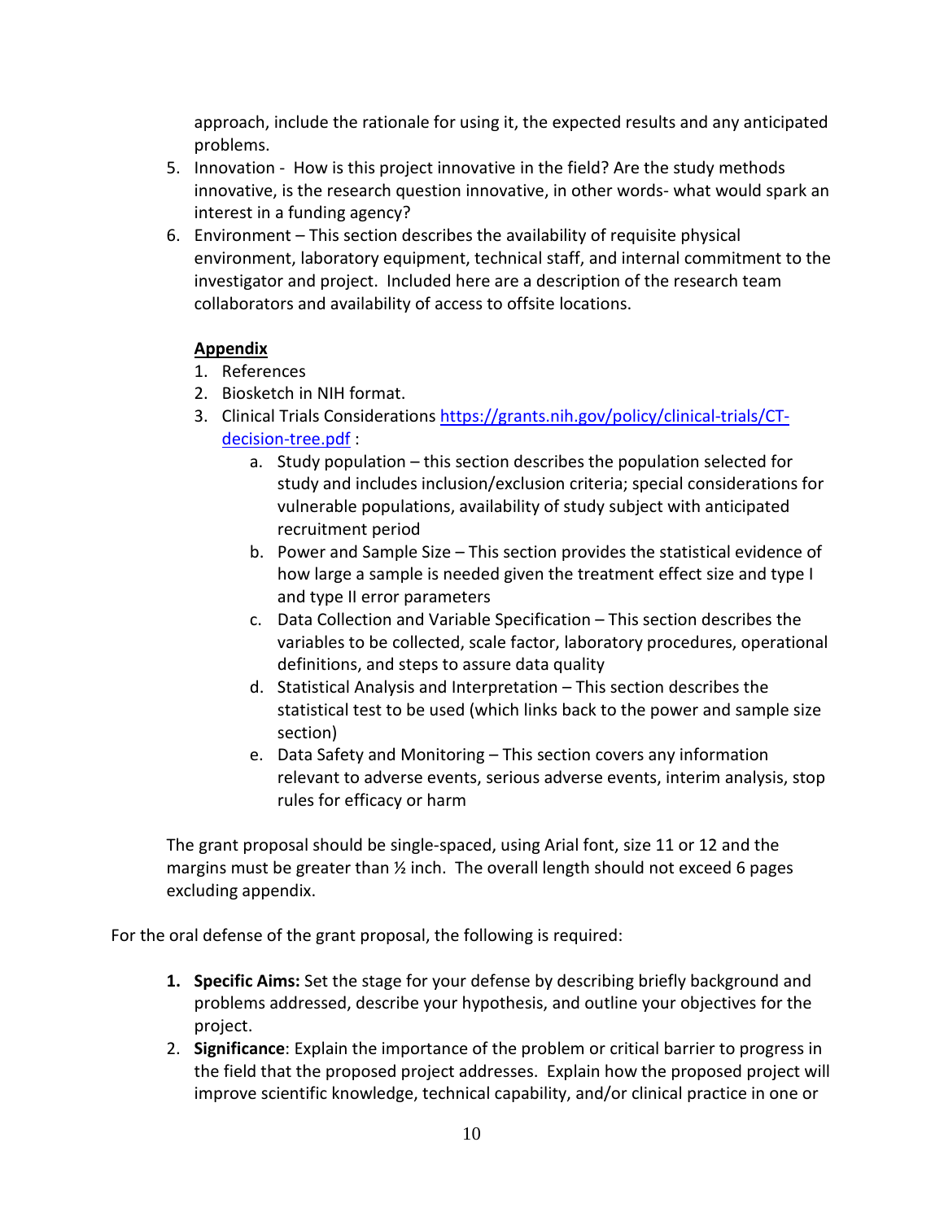approach, include the rationale for using it, the expected results and any anticipated problems.

5. Innovation - How is this project innovative in the field? Are the study methods innovative, is the research question innovative, in other words- what would spark an interest in a funding agency?
6. Environment – This section describes the availability of requisite physical environment, laboratory equipment, technical staff, and internal commitment to the investigator and project. Included here are a description of the research team collaborators and availability of access to offsite locations.

**Appendix**

1. References
2. Biosketch in NIH format.
3. Clinical Trials Considerations [https://grants.nih.gov/policy/clinical-trials/CT-decision-tree.pdf](https://grants.nih.gov/policy/clinical-trials/CT-decision-tree.pdf) :
    a. Study population – this section describes the population selected for study and includes inclusion/exclusion criteria; special considerations for vulnerable populations, availability of study subject with anticipated recruitment period
    b. Power and Sample Size – This section provides the statistical evidence of how large a sample is needed given the treatment effect size and type I and type II error parameters
    c. Data Collection and Variable Specification – This section describes the variables to be collected, scale factor, laboratory procedures, operational definitions, and steps to assure data quality
    d. Statistical Analysis and Interpretation – This section describes the statistical test to be used (which links back to the power and sample size section)
    e. Data Safety and Monitoring – This section covers any information relevant to adverse events, serious adverse events, interim analysis, stop rules for efficacy or harm

The grant proposal should be single-spaced, using Arial font, size 11 or 12 and the margins must be greater than ½ inch. The overall length should not exceed 6 pages excluding appendix.

For the oral defense of the grant proposal, the following is required:

1. **Specific Aims:** Set the stage for your defense by describing briefly background and problems addressed, describe your hypothesis, and outline your objectives for the project.
2. **Significance**: Explain the importance of the problem or critical barrier to progress in the field that the proposed project addresses. Explain how the proposed project will improve scientific knowledge, technical capability, and/or clinical practice in one or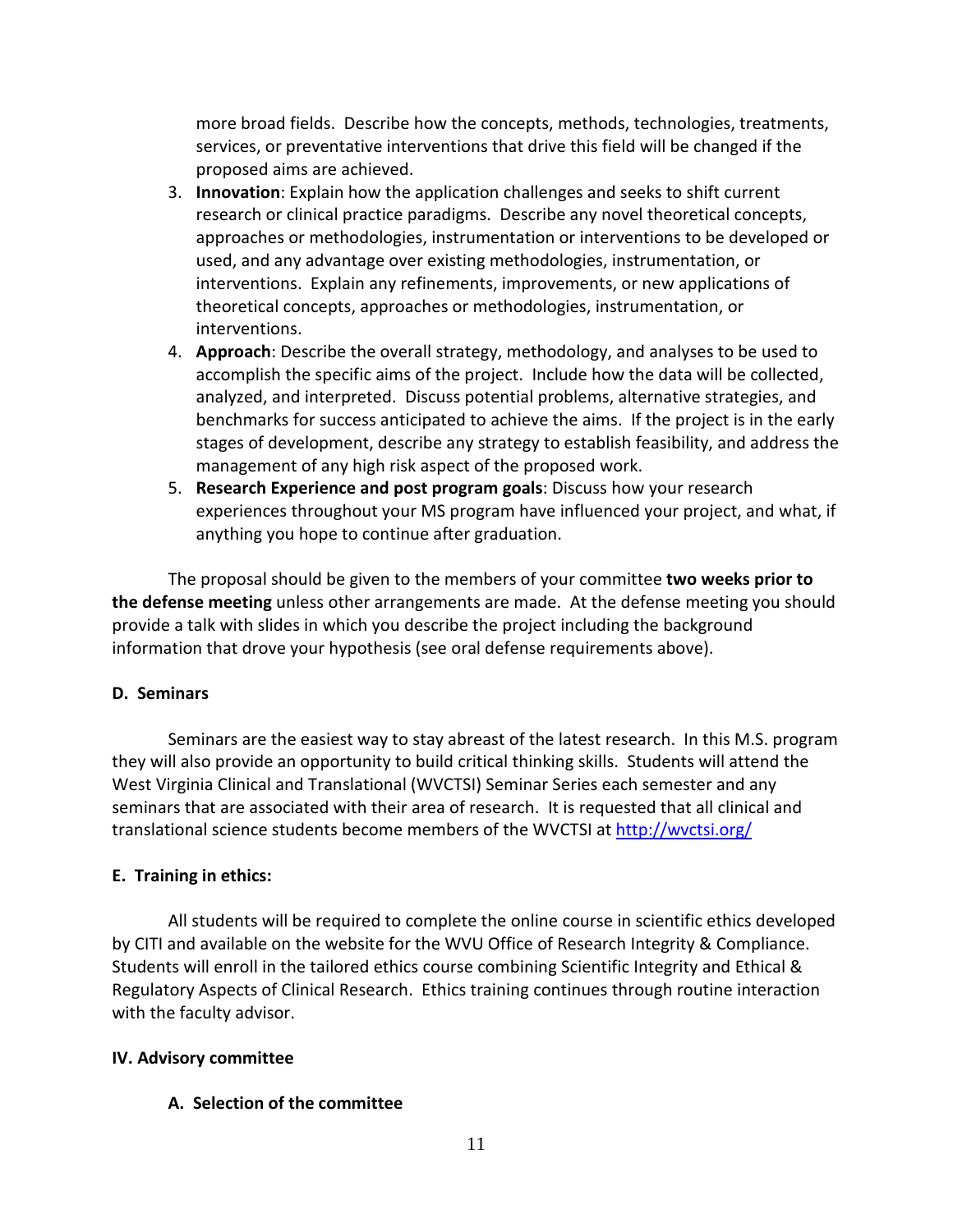more broad fields. Describe how the concepts, methods, technologies, treatments, services, or preventative interventions that drive this field will be changed if the proposed aims are achieved.

3. **Innovation**: Explain how the application challenges and seeks to shift current research or clinical practice paradigms. Describe any novel theoretical concepts, approaches or methodologies, instrumentation or interventions to be developed or used, and any advantage over existing methodologies, instrumentation, or interventions. Explain any refinements, improvements, or new applications of theoretical concepts, approaches or methodologies, instrumentation, or interventions.
4. **Approach**: Describe the overall strategy, methodology, and analyses to be used to accomplish the specific aims of the project. Include how the data will be collected, analyzed, and interpreted. Discuss potential problems, alternative strategies, and benchmarks for success anticipated to achieve the aims. If the project is in the early stages of development, describe any strategy to establish feasibility, and address the management of any high risk aspect of the proposed work.
5. **Research Experience and post program goals**: Discuss how your research experiences throughout your MS program have influenced your project, and what, if anything you hope to continue after graduation.

The proposal should be given to the members of your committee **two weeks prior to the defense meeting** unless other arrangements are made. At the defense meeting you should provide a talk with slides in which you describe the project including the background information that drove your hypothesis (see oral defense requirements above).

**D. Seminars**

Seminars are the easiest way to stay abreast of the latest research. In this M.S. program they will also provide an opportunity to build critical thinking skills. Students will attend the West Virginia Clinical and Translational (WVCTSI) Seminar Series each semester and any seminars that are associated with their area of research. It is requested that all clinical and translational science students become members of the WVCTSI at http://wvctsi.org/

**E. Training in ethics:**

All students will be required to complete the online course in scientific ethics developed by CITI and available on the website for the WVU Office of Research Integrity & Compliance. Students will enroll in the tailored ethics course combining Scientific Integrity and Ethical & Regulatory Aspects of Clinical Research. Ethics training continues through routine interaction with the faculty advisor.

## IV. Advisory committee

### A. Selection of the committee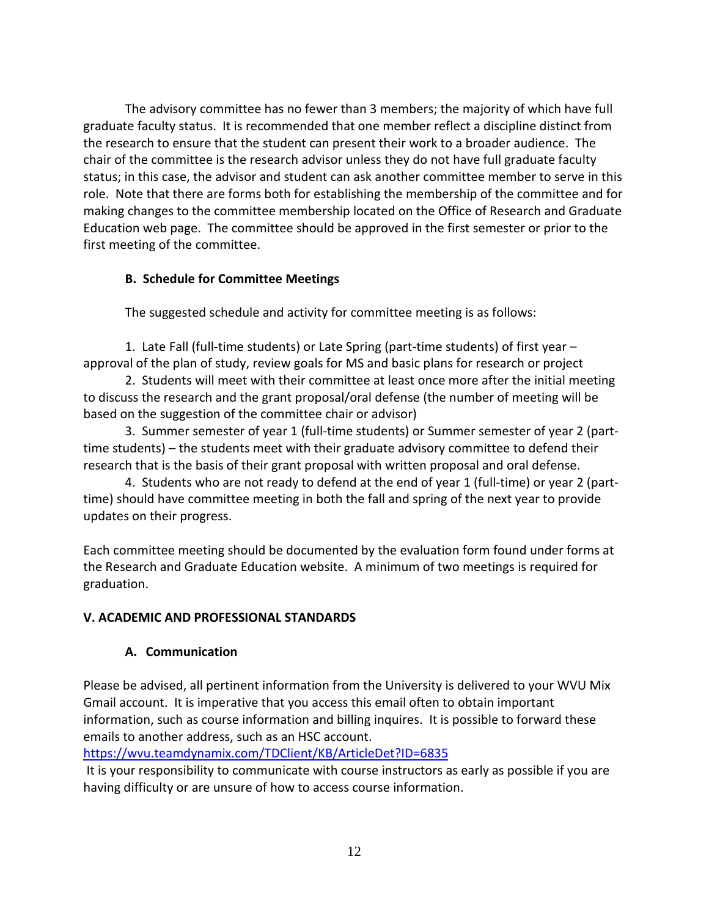The advisory committee has no fewer than 3 members; the majority of which have full graduate faculty status. It is recommended that one member reflect a discipline distinct from the research to ensure that the student can present their work to a broader audience. The chair of the committee is the research advisor unless they do not have full graduate faculty status; in this case, the advisor and student can ask another committee member to serve in this role. Note that there are forms both for establishing the membership of the committee and for making changes to the committee membership located on the Office of Research and Graduate Education web page. The committee should be approved in the first semester or prior to the first meeting of the committee.

### B. Schedule for Committee Meetings

The suggested schedule and activity for committee meeting is as follows:

1. Late Fall (full-time students) or Late Spring (part-time students) of first year – approval of the plan of study, review goals for MS and basic plans for research or project
2. Students will meet with their committee at least once more after the initial meeting to discuss the research and the grant proposal/oral defense (the number of meeting will be based on the suggestion of the committee chair or advisor)
3. Summer semester of year 1 (full-time students) or Summer semester of year 2 (part-time students) – the students meet with their graduate advisory committee to defend their research that is the basis of their grant proposal with written proposal and oral defense.
4. Students who are not ready to defend at the end of year 1 (full-time) or year 2 (part-time) should have committee meeting in both the fall and spring of the next year to provide updates on their progress.

Each committee meeting should be documented by the evaluation form found under forms at the Research and Graduate Education website. A minimum of two meetings is required for graduation.

## V. ACADEMIC AND PROFESSIONAL STANDARDS

### A. Communication

Please be advised, all pertinent information from the University is delivered to your WVU Mix Gmail account. It is imperative that you access this email often to obtain important information, such as course information and billing inquires. It is possible to forward these emails to another address, such as an HSC account.
https://wvu.teamdynamix.com/TDClient/KB/ArticleDet?ID=6835

It is your responsibility to communicate with course instructors as early as possible if you are having difficulty or are unsure of how to access course information.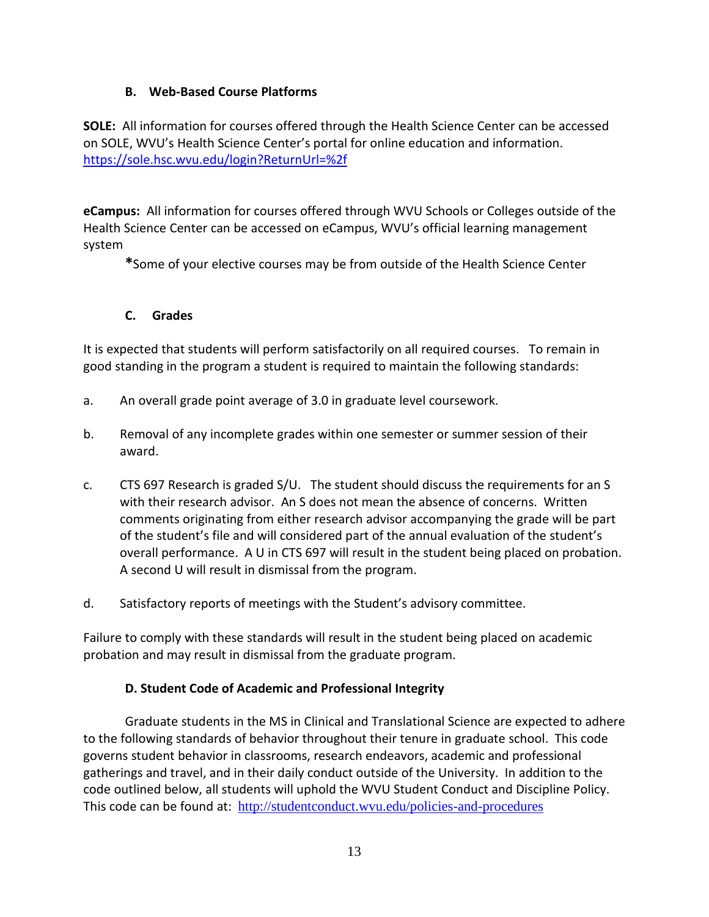### B. Web-Based Course Platforms

**SOLE:** All information for courses offered through the Health Science Center can be accessed on SOLE, WVU's Health Science Center's portal for online education and information. https://sole.hsc.wvu.edu/login?ReturnUrl=%2f

**eCampus:** All information for courses offered through WVU Schools or Colleges outside of the Health Science Center can be accessed on eCampus, WVU's official learning management system

> **\***Some of your elective courses may be from outside of the Health Science Center

### C. Grades

It is expected that students will perform satisfactorily on all required courses. To remain in good standing in the program a student is required to maintain the following standards:

a. An overall grade point average of 3.0 in graduate level coursework.

b. Removal of any incomplete grades within one semester or summer session of their award.

c. CTS 697 Research is graded S/U. The student should discuss the requirements for an S with their research advisor. An S does not mean the absence of concerns. Written comments originating from either research advisor accompanying the grade will be part of the student's file and will considered part of the annual evaluation of the student's overall performance. A U in CTS 697 will result in the student being placed on probation. A second U will result in dismissal from the program.

d. Satisfactory reports of meetings with the Student's advisory committee.

Failure to comply with these standards will result in the student being placed on academic probation and may result in dismissal from the graduate program.

### D. Student Code of Academic and Professional Integrity

Graduate students in the MS in Clinical and Translational Science are expected to adhere to the following standards of behavior throughout their tenure in graduate school. This code governs student behavior in classrooms, research endeavors, academic and professional gatherings and travel, and in their daily conduct outside of the University. In addition to the code outlined below, all students will uphold the WVU Student Conduct and Discipline Policy. This code can be found at: http://studentconduct.wvu.edu/policies-and-procedures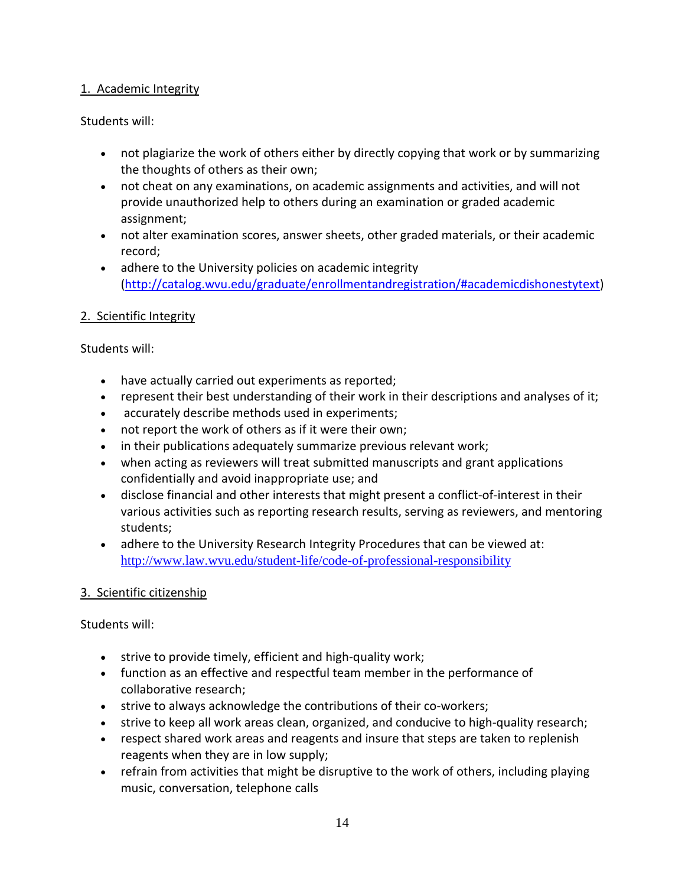## 1. Academic Integrity

Students will:

- not plagiarize the work of others either by directly copying that work or by summarizing the thoughts of others as their own;
- not cheat on any examinations, on academic assignments and activities, and will not provide unauthorized help to others during an examination or graded academic assignment;
- not alter examination scores, answer sheets, other graded materials, or their academic record;
- adhere to the University policies on academic integrity (http://catalog.wvu.edu/graduate/enrollmentandregistration/#academicdishonestytext)

## 2. Scientific Integrity

Students will:

- have actually carried out experiments as reported;
- represent their best understanding of their work in their descriptions and analyses of it;
- accurately describe methods used in experiments;
- not report the work of others as if it were their own;
- in their publications adequately summarize previous relevant work;
- when acting as reviewers will treat submitted manuscripts and grant applications confidentially and avoid inappropriate use; and
- disclose financial and other interests that might present a conflict-of-interest in their various activities such as reporting research results, serving as reviewers, and mentoring students;
- adhere to the University Research Integrity Procedures that can be viewed at: http://www.law.wvu.edu/student-life/code-of-professional-responsibility

## 3. Scientific citizenship

Students will:

- strive to provide timely, efficient and high-quality work;
- function as an effective and respectful team member in the performance of collaborative research;
- strive to always acknowledge the contributions of their co-workers;
- strive to keep all work areas clean, organized, and conducive to high-quality research;
- respect shared work areas and reagents and insure that steps are taken to replenish reagents when they are in low supply;
- refrain from activities that might be disruptive to the work of others, including playing music, conversation, telephone calls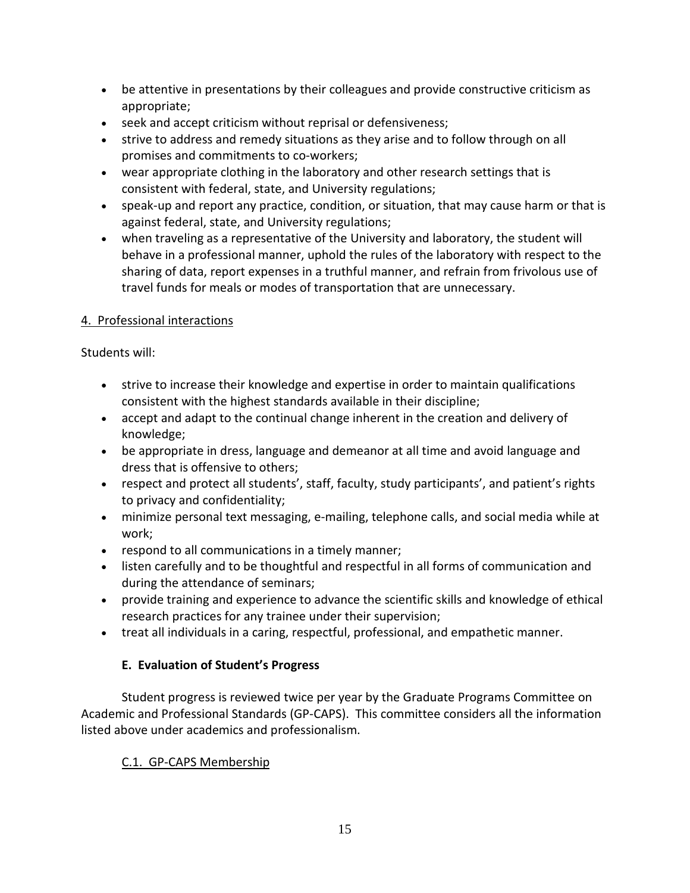- be attentive in presentations by their colleagues and provide constructive criticism as appropriate;
- seek and accept criticism without reprisal or defensiveness;
- strive to address and remedy situations as they arise and to follow through on all promises and commitments to co-workers;
- wear appropriate clothing in the laboratory and other research settings that is consistent with federal, state, and University regulations;
- speak-up and report any practice, condition, or situation, that may cause harm or that is against federal, state, and University regulations;
- when traveling as a representative of the University and laboratory, the student will behave in a professional manner, uphold the rules of the laboratory with respect to the sharing of data, report expenses in a truthful manner, and refrain from frivolous use of travel funds for meals or modes of transportation that are unnecessary.

4. Professional interactions

Students will:

- strive to increase their knowledge and expertise in order to maintain qualifications consistent with the highest standards available in their discipline;
- accept and adapt to the continual change inherent in the creation and delivery of knowledge;
- be appropriate in dress, language and demeanor at all time and avoid language and dress that is offensive to others;
- respect and protect all students', staff, faculty, study participants', and patient's rights to privacy and confidentiality;
- minimize personal text messaging, e-mailing, telephone calls, and social media while at work;
- respond to all communications in a timely manner;
- listen carefully and to be thoughtful and respectful in all forms of communication and during the attendance of seminars;
- provide training and experience to advance the scientific skills and knowledge of ethical research practices for any trainee under their supervision;
- treat all individuals in a caring, respectful, professional, and empathetic manner.

### E. Evaluation of Student's Progress

Student progress is reviewed twice per year by the Graduate Programs Committee on Academic and Professional Standards (GP-CAPS). This committee considers all the information listed above under academics and professionalism.

C.1. GP-CAPS Membership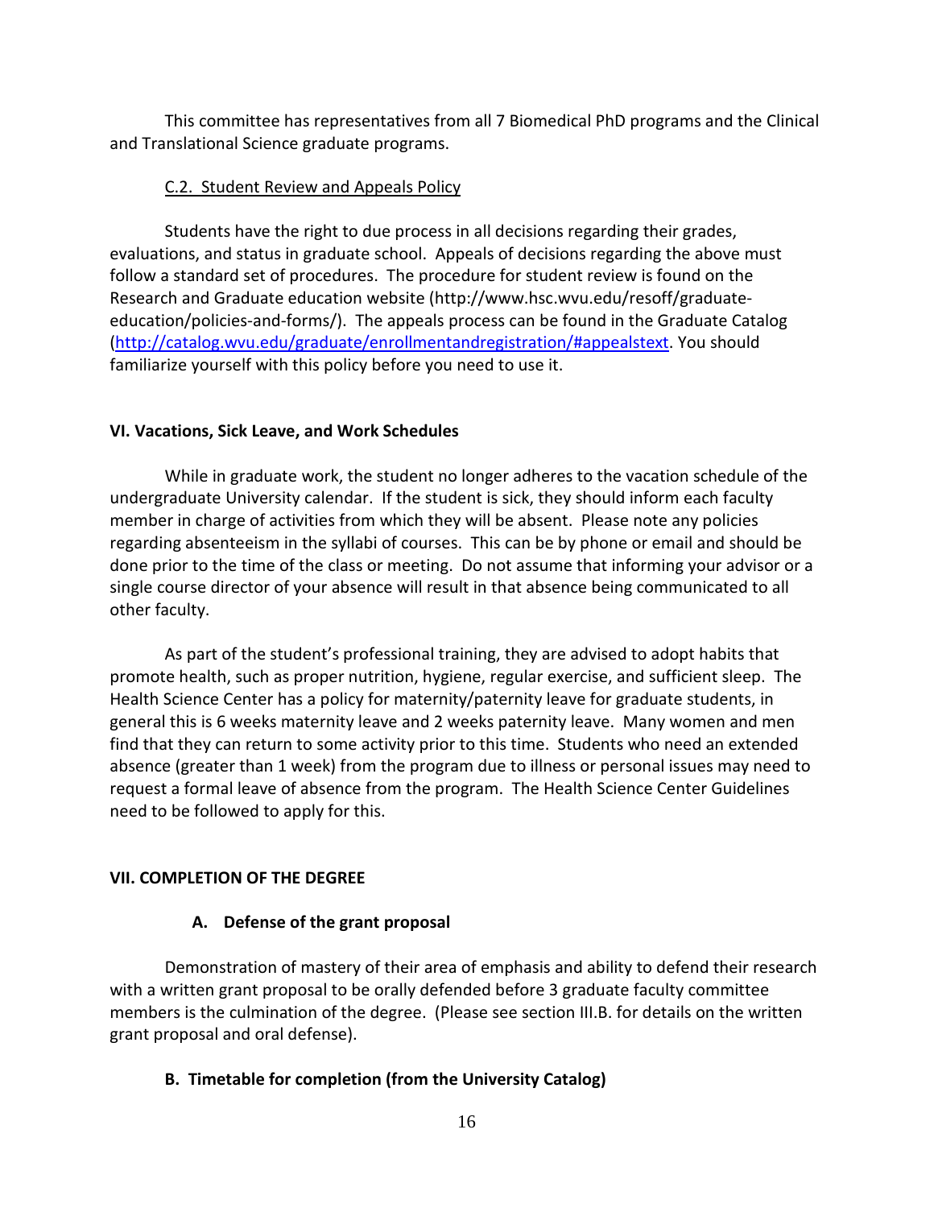This committee has representatives from all 7 Biomedical PhD programs and the Clinical and Translational Science graduate programs.

C.2. Student Review and Appeals Policy

Students have the right to due process in all decisions regarding their grades, evaluations, and status in graduate school. Appeals of decisions regarding the above must follow a standard set of procedures. The procedure for student review is found on the Research and Graduate education website (http://www.hsc.wvu.edu/resoff/graduate-education/policies-and-forms/). The appeals process can be found in the Graduate Catalog (http://catalog.wvu.edu/graduate/enrollmentandregistration/#appealstext. You should familiarize yourself with this policy before you need to use it.

## VI. Vacations, Sick Leave, and Work Schedules

While in graduate work, the student no longer adheres to the vacation schedule of the undergraduate University calendar. If the student is sick, they should inform each faculty member in charge of activities from which they will be absent. Please note any policies regarding absenteeism in the syllabi of courses. This can be by phone or email and should be done prior to the time of the class or meeting. Do not assume that informing your advisor or a single course director of your absence will result in that absence being communicated to all other faculty.

As part of the student's professional training, they are advised to adopt habits that promote health, such as proper nutrition, hygiene, regular exercise, and sufficient sleep. The Health Science Center has a policy for maternity/paternity leave for graduate students, in general this is 6 weeks maternity leave and 2 weeks paternity leave. Many women and men find that they can return to some activity prior to this time. Students who need an extended absence (greater than 1 week) from the program due to illness or personal issues may need to request a formal leave of absence from the program. The Health Science Center Guidelines need to be followed to apply for this.

## VII. COMPLETION OF THE DEGREE

### A. Defense of the grant proposal

Demonstration of mastery of their area of emphasis and ability to defend their research with a written grant proposal to be orally defended before 3 graduate faculty committee members is the culmination of the degree. (Please see section III.B. for details on the written grant proposal and oral defense).

### B. Timetable for completion (from the University Catalog)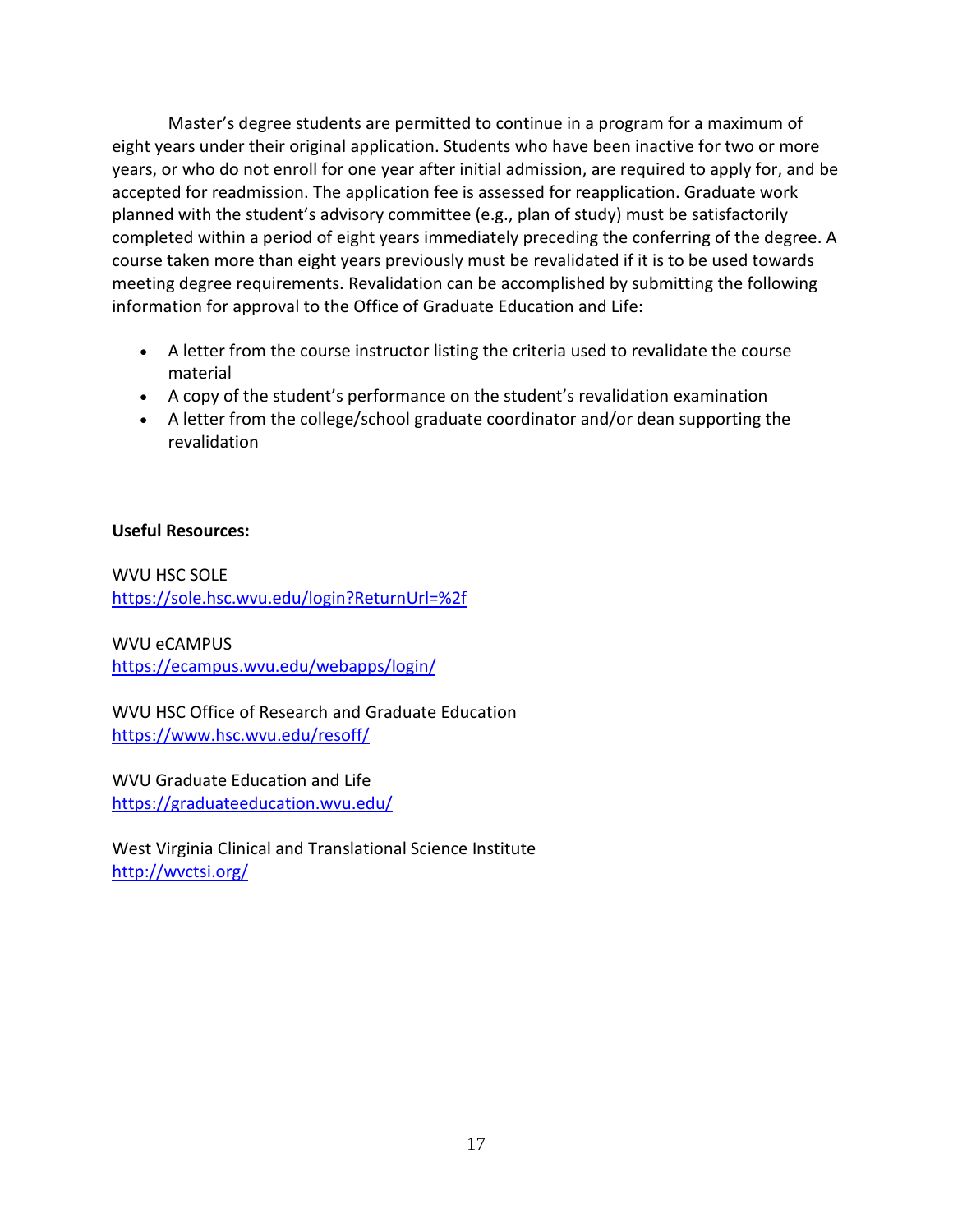Master's degree students are permitted to continue in a program for a maximum of eight years under their original application. Students who have been inactive for two or more years, or who do not enroll for one year after initial admission, are required to apply for, and be accepted for readmission. The application fee is assessed for reapplication. Graduate work planned with the student's advisory committee (e.g., plan of study) must be satisfactorily completed within a period of eight years immediately preceding the conferring of the degree. A course taken more than eight years previously must be revalidated if it is to be used towards meeting degree requirements. Revalidation can be accomplished by submitting the following information for approval to the Office of Graduate Education and Life:

- A letter from the course instructor listing the criteria used to revalidate the course material
- A copy of the student's performance on the student's revalidation examination
- A letter from the college/school graduate coordinator and/or dean supporting the revalidation

**Useful Resources:**

WVU HSC SOLE
https://sole.hsc.wvu.edu/login?ReturnUrl=%2f

WVU eCAMPUS
https://ecampus.wvu.edu/webapps/login/

WVU HSC Office of Research and Graduate Education
https://www.hsc.wvu.edu/resoff/

WVU Graduate Education and Life
https://graduateeducation.wvu.edu/

West Virginia Clinical and Translational Science Institute
http://wvctsi.org/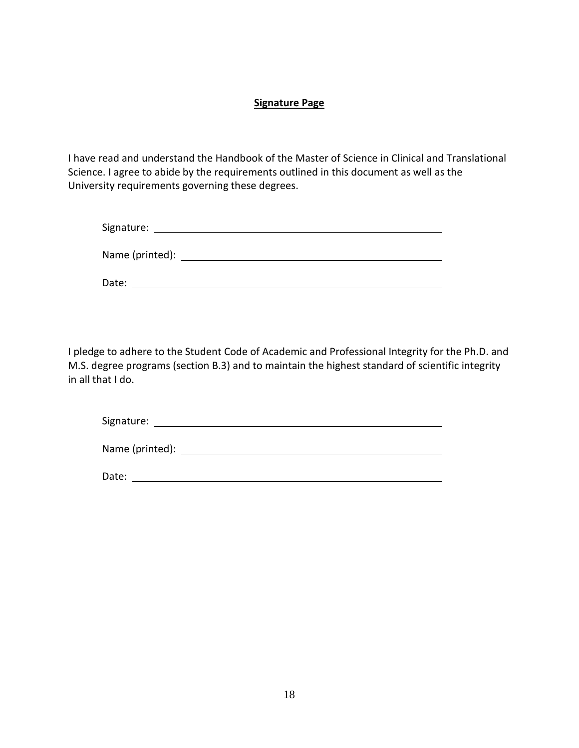**Signature Page**

I have read and understand the Handbook of the Master of Science in Clinical and Translational Science. I agree to abide by the requirements outlined in this document as well as the University requirements governing these degrees.

Signature: ______________________________________________

Name (printed): _________________________________________

Date: __________________________________________________

I pledge to adhere to the Student Code of Academic and Professional Integrity for the Ph.D. and M.S. degree programs (section B.3) and to maintain the highest standard of scientific integrity in all that I do.

Signature: ______________________________________________

Name (printed): _________________________________________

Date: __________________________________________________